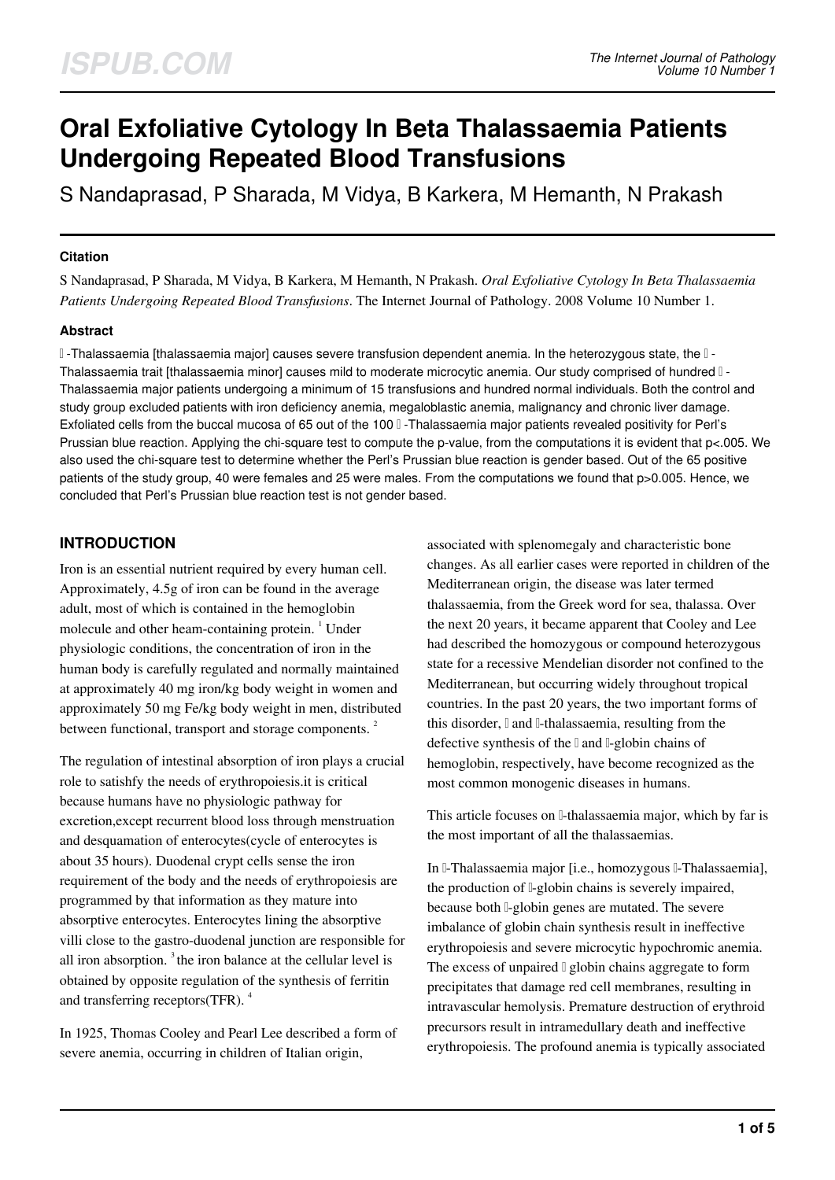# Oral Exfoliative Cytology In Beta Thalassaemia Patients Undergoing Repeated Blood Transfusions

S Nandaprasad, P Sharada, M Vidya, B Karkera, M Hemanth, N Prakash

## Citation

S Nandaprasad, P Sharada, M Vidya, B Karkera, M Hemanth, N Prakash. *Oral Exfoliative Cytology In Beta Thalassaemia Patients Undergoing Repeated Blood Transfusions*. The Internet Journal of Pathology. 2008 Volume 10 Number 1.

## Abstract

 -Thalassaemia [thalassaemia major] causes severe transfusion dependent anemia. In the heterozygous state, the  -Thalassaemia trait [thalassaemia minor] causes mild to moderate microcytic anemia. Our study comprised of hundred  -Thalassaemia major patients undergoing a minimum of 15 transfusions and hundred normal individuals. Both the control and study group excluded patients with iron deficiency anemia, megaloblastic anemia, malignancy and chronic liver damage. Exfoliated cells from the buccal mucosa of 65 out of the 100  -Thalassaemia major patients revealed positivity for Perl's Prussian blue reaction. Applying the chi-square test to compute the p-value, from the computations it is evident that p<.005. We also used the chi-square test to determine whether the Perl's Prussian blue reaction is gender based. Out of the 65 positive patients of the study group, 40 were females and 25 were males. From the computations we found that p>0.005. Hence, we concluded that Perl's Prussian blue reaction test is not gender based.

## INTRODUCTION

Iron is an essential nutrient required by every human cell. Approximately, 4.5g of iron can be found in the average adult, most of which is contained in the hemoglobin molecule and other heam-containing protein. [1] Under physiologic conditions, the concentration of iron in the human body is carefully regulated and normally maintained at approximately 40 mg iron/kg body weight in women and approximately 50 mg Fe/kg body weight in men, distributed between functional, transport and storage components. [2]

The regulation of intestinal absorption of iron plays a crucial role to satishfy the needs of erythropoiesis.it is critical because humans have no physiologic pathway for excretion,except recurrent blood loss through menstruation and desquamation of enterocytes(cycle of enterocytes is about 35 hours). Duodenal crypt cells sense the iron requirement of the body and the needs of erythropoiesis are programmed by that information as they mature into absorptive enterocytes. Enterocytes lining the absorptive villi close to the gastro-duodenal junction are responsible for all iron absorption. [3] the iron balance at the cellular level is obtained by opposite regulation of the synthesis of ferritin and transferring receptors(TFR). [4]

In 1925, Thomas Cooley and Pearl Lee described a form of severe anemia, occurring in children of Italian origin, associated with splenomegaly and characteristic bone changes. As all earlier cases were reported in children of the Mediterranean origin, the disease was later termed thalassaemia, from the Greek word for sea, thalassa. Over the next 20 years, it became apparent that Cooley and Lee had described the homozygous or compound heterozygous state for a recessive Mendelian disorder not confined to the Mediterranean, but occurring widely throughout tropical countries. In the past 20 years, the two important forms of this disorder,  and -thalassaemia, resulting from the defective synthesis of the  and -globin chains of hemoglobin, respectively, have become recognized as the most common monogenic diseases in humans.

This article focuses on -thalassaemia major, which by far is the most important of all the thalassaemias.

In -Thalassaemia major [i.e., homozygous -Thalassaemia], the production of -globin chains is severely impaired, because both -globin genes are mutated. The severe imbalance of globin chain synthesis result in ineffective erythropoiesis and severe microcytic hypochromic anemia. The excess of unpaired  globin chains aggregate to form precipitates that damage red cell membranes, resulting in intravascular hemolysis. Premature destruction of erythroid precursors result in intramedullary death and ineffective erythropoiesis. The profound anemia is typically associated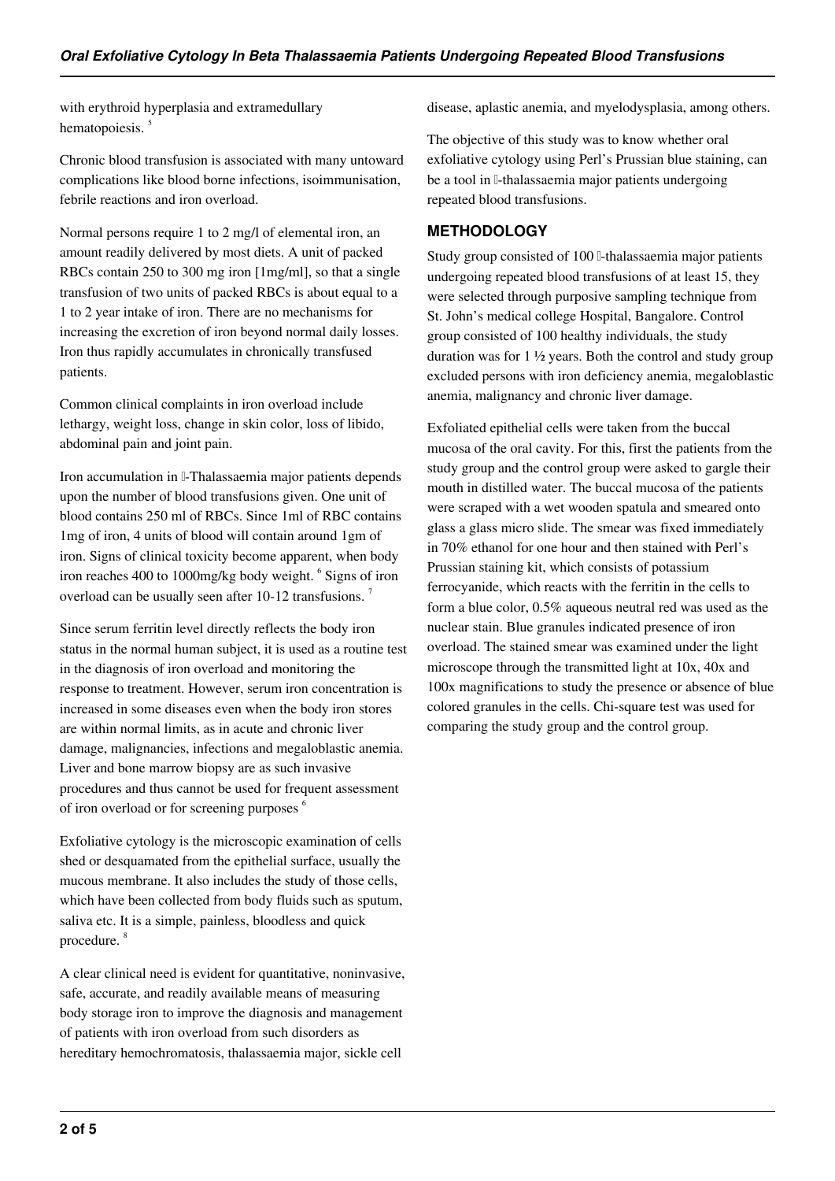with erythroid hyperplasia and extramedullary hematopoiesis. [5]

Chronic blood transfusion is associated with many untoward complications like blood borne infections, isoimmunisation, febrile reactions and iron overload.

Normal persons require 1 to 2 mg/l of elemental iron, an amount readily delivered by most diets. A unit of packed RBCs contain 250 to 300 mg iron [1mg/ml], so that a single transfusion of two units of packed RBCs is about equal to a 1 to 2 year intake of iron. There are no mechanisms for increasing the excretion of iron beyond normal daily losses. Iron thus rapidly accumulates in chronically transfused patients.

Common clinical complaints in iron overload include lethargy, weight loss, change in skin color, loss of libido, abdominal pain and joint pain.

Iron accumulation in -Thalassaemia major patients depends upon the number of blood transfusions given. One unit of blood contains 250 ml of RBCs. Since 1ml of RBC contains 1mg of iron, 4 units of blood will contain around 1gm of iron. Signs of clinical toxicity become apparent, when body iron reaches 400 to 1000mg/kg body weight. [6] Signs of iron overload can be usually seen after 10-12 transfusions. [7]

Since serum ferritin level directly reflects the body iron status in the normal human subject, it is used as a routine test in the diagnosis of iron overload and monitoring the response to treatment. However, serum iron concentration is increased in some diseases even when the body iron stores are within normal limits, as in acute and chronic liver damage, malignancies, infections and megaloblastic anemia. Liver and bone marrow biopsy are as such invasive procedures and thus cannot be used for frequent assessment of iron overload or for screening purposes [6]

Exfoliative cytology is the microscopic examination of cells shed or desquamated from the epithelial surface, usually the mucous membrane. It also includes the study of those cells, which have been collected from body fluids such as sputum, saliva etc. It is a simple, painless, bloodless and quick procedure. [8]

A clear clinical need is evident for quantitative, noninvasive, safe, accurate, and readily available means of measuring body storage iron to improve the diagnosis and management of patients with iron overload from such disorders as hereditary hemochromatosis, thalassaemia major, sickle cell disease, aplastic anemia, and myelodysplasia, among others.

The objective of this study was to know whether oral exfoliative cytology using Perl's Prussian blue staining, can be a tool in -thalassaemia major patients undergoing repeated blood transfusions.

## METHODOLOGY

Study group consisted of 100 -thalassaemia major patients undergoing repeated blood transfusions of at least 15, they were selected through purposive sampling technique from St. John's medical college Hospital, Bangalore. Control group consisted of 100 healthy individuals, the study duration was for 1 ½ years. Both the control and study group excluded persons with iron deficiency anemia, megaloblastic anemia, malignancy and chronic liver damage.

Exfoliated epithelial cells were taken from the buccal mucosa of the oral cavity. For this, first the patients from the study group and the control group were asked to gargle their mouth in distilled water. The buccal mucosa of the patients were scraped with a wet wooden spatula and smeared onto glass a glass micro slide. The smear was fixed immediately in 70% ethanol for one hour and then stained with Perl's Prussian staining kit, which consists of potassium ferrocyanide, which reacts with the ferritin in the cells to form a blue color, 0.5% aqueous neutral red was used as the nuclear stain. Blue granules indicated presence of iron overload. The stained smear was examined under the light microscope through the transmitted light at 10x, 40x and 100x magnifications to study the presence or absence of blue colored granules in the cells. Chi-square test was used for comparing the study group and the control group.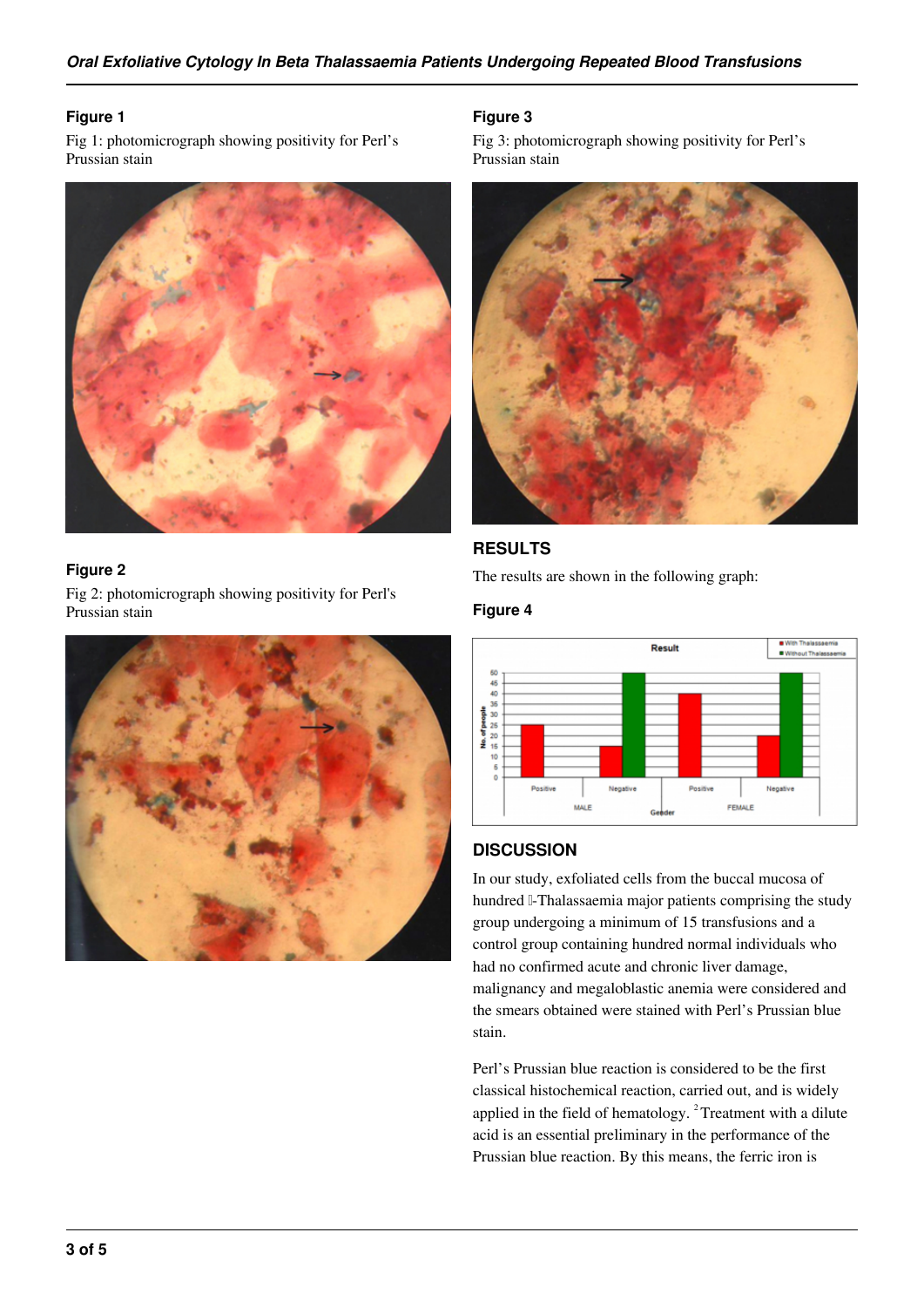## Figure 1

Fig 1: photomicrograph showing positivity for Perl's Prussian stain

## Figure 2

Fig 2: photomicrograph showing positivity for Perl's Prussian stain

## Figure 3

Fig 3: photomicrograph showing positivity for Perl's Prussian stain

## RESULTS

The results are shown in the following graph:

## Figure 4

## DISCUSSION

In our study, exfoliated cells from the buccal mucosa of hundred β-Thalassaemia major patients comprising the study group undergoing a minimum of 15 transfusions and a control group containing hundred normal individuals who had no confirmed acute and chronic liver damage, malignancy and megaloblastic anemia were considered and the smears obtained were stained with Perl's Prussian blue stain.

Perl's Prussian blue reaction is considered to be the first classical histochemical reaction, carried out, and is widely applied in the field of hematology. [2] Treatment with a dilute acid is an essential preliminary in the performance of the Prussian blue reaction. By this means, the ferric iron is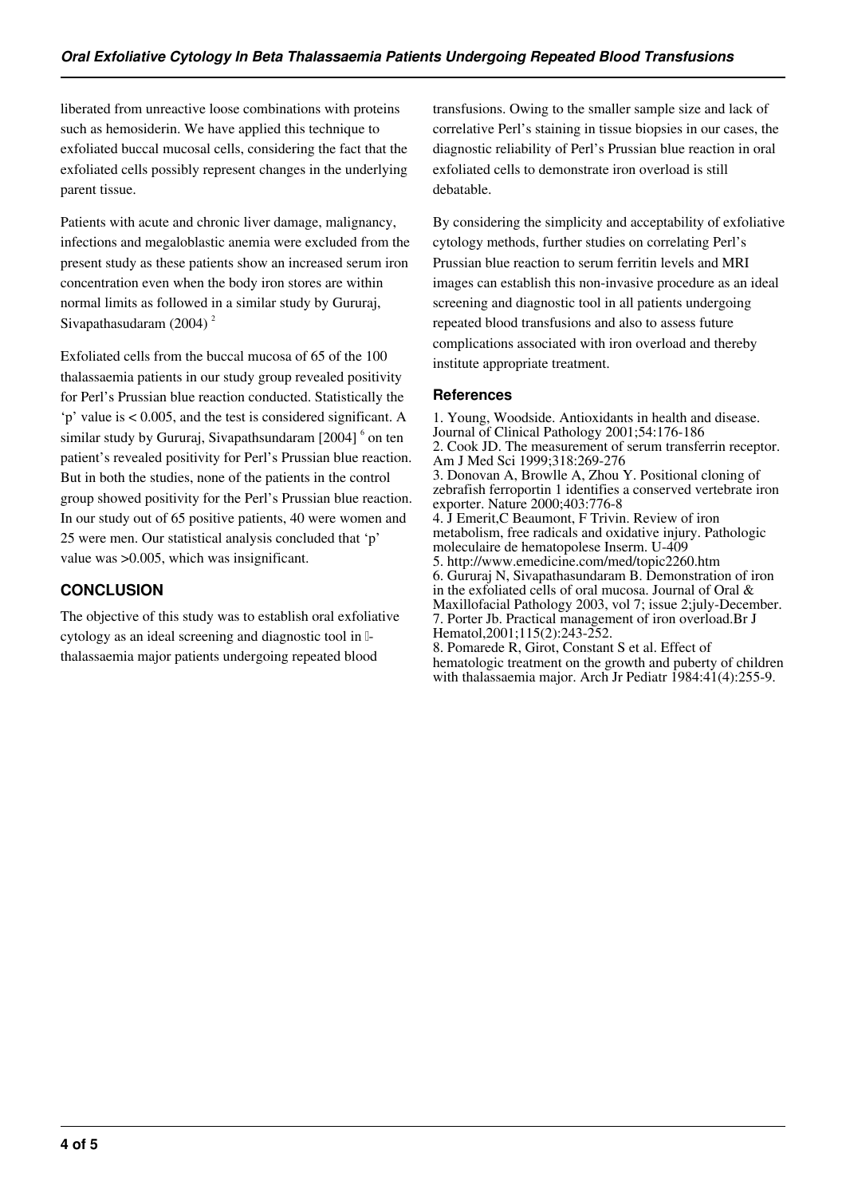liberated from unreactive loose combinations with proteins such as hemosiderin. We have applied this technique to exfoliated buccal mucosal cells, considering the fact that the exfoliated cells possibly represent changes in the underlying parent tissue.

Patients with acute and chronic liver damage, malignancy, infections and megaloblastic anemia were excluded from the present study as these patients show an increased serum iron concentration even when the body iron stores are within normal limits as followed in a similar study by Gururaj, Sivapathasudaram (2004) [2]

Exfoliated cells from the buccal mucosa of 65 of the 100 thalassaemia patients in our study group revealed positivity for Perl's Prussian blue reaction conducted. Statistically the 'p' value is < 0.005, and the test is considered significant. A similar study by Gururaj, Sivapathsundaram [2004] [6] on ten patient's revealed positivity for Perl's Prussian blue reaction. But in both the studies, none of the patients in the control group showed positivity for the Perl's Prussian blue reaction. In our study out of 65 positive patients, 40 were women and 25 were men. Our statistical analysis concluded that 'p' value was >0.005, which was insignificant.

## CONCLUSION

The objective of this study was to establish oral exfoliative cytology as an ideal screening and diagnostic tool in β-thalassaemia major patients undergoing repeated blood transfusions. Owing to the smaller sample size and lack of correlative Perl's staining in tissue biopsies in our cases, the diagnostic reliability of Perl's Prussian blue reaction in oral exfoliated cells to demonstrate iron overload is still debatable.

By considering the simplicity and acceptability of exfoliative cytology methods, further studies on correlating Perl's Prussian blue reaction to serum ferritin levels and MRI images can establish this non-invasive procedure as an ideal screening and diagnostic tool in all patients undergoing repeated blood transfusions and also to assess future complications associated with iron overload and thereby institute appropriate treatment.

## References

1. Young, Woodside. Antioxidants in health and disease. Journal of Clinical Pathology 2001;54:176-186
2. Cook JD. The measurement of serum transferrin receptor. Am J Med Sci 1999;318:269-276
3. Donovan A, Browlle A, Zhou Y. Positional cloning of zebrafish ferroportin 1 identifies a conserved vertebrate iron exporter. Nature 2000;403:776-8
4. J Emerit,C Beaumont, F Trivin. Review of iron metabolism, free radicals and oxidative injury. Pathologic moleculaire de hematopolese Inserm. U-409
5. http://www.emedicine.com/med/topic2260.htm
6. Gururaj N, Sivapathasundaram B. Demonstration of iron in the exfoliated cells of oral mucosa. Journal of Oral & Maxillofacial Pathology 2003, vol 7; issue 2;july-December.
7. Porter Jb. Practical management of iron overload.Br J Hematol,2001;115(2):243-252.
8. Pomarede R, Girot, Constant S et al. Effect of hematologic treatment on the growth and puberty of children with thalassaemia major. Arch Jr Pediatr 1984:41(4):255-9.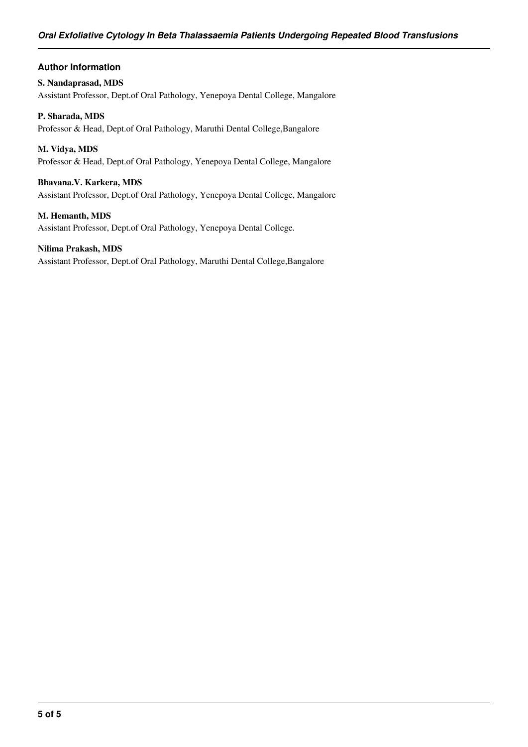## Author Information

**S. Nandaprasad, MDS**
Assistant Professor, Dept.of Oral Pathology, Yenepoya Dental College, Mangalore

**P. Sharada, MDS**
Professor & Head, Dept.of Oral Pathology, Maruthi Dental College,Bangalore

**M. Vidya, MDS**
Professor & Head, Dept.of Oral Pathology, Yenepoya Dental College, Mangalore

**Bhavana.V. Karkera, MDS**
Assistant Professor, Dept.of Oral Pathology, Yenepoya Dental College, Mangalore

**M. Hemanth, MDS**
Assistant Professor, Dept.of Oral Pathology, Yenepoya Dental College.

**Nilima Prakash, MDS**
Assistant Professor, Dept.of Oral Pathology, Maruthi Dental College,Bangalore